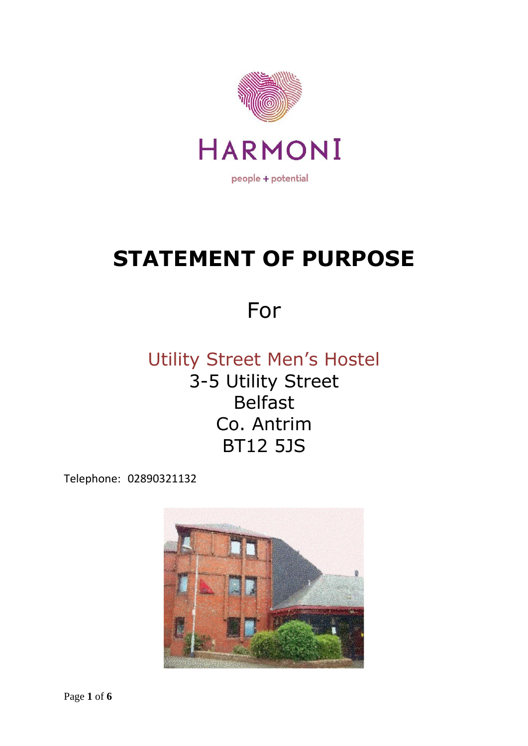HARMONI

people + potential

# STATEMENT OF PURPOSE

For

Utility Street Men's Hostel
3-5 Utility Street
Belfast
Co. Antrim
BT12 5JS

Telephone: 02890321132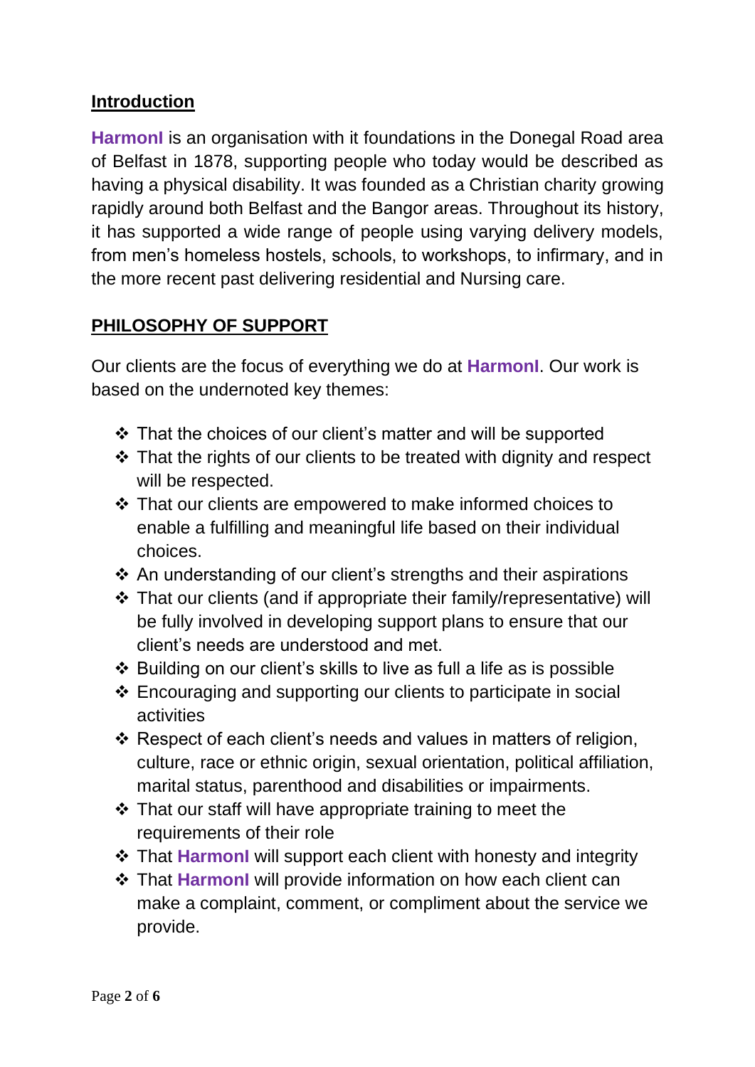## Introduction

**HarmonI** is an organisation with it foundations in the Donegal Road area of Belfast in 1878, supporting people who today would be described as having a physical disability. It was founded as a Christian charity growing rapidly around both Belfast and the Bangor areas. Throughout its history, it has supported a wide range of people using varying delivery models, from men's homeless hostels, schools, to workshops, to infirmary, and in the more recent past delivering residential and Nursing care.

## PHILOSOPHY OF SUPPORT

Our clients are the focus of everything we do at **HarmonI**. Our work is based on the undernoted key themes:

- That the choices of our client's matter and will be supported
- That the rights of our clients to be treated with dignity and respect will be respected.
- That our clients are empowered to make informed choices to enable a fulfilling and meaningful life based on their individual choices.
- An understanding of our client's strengths and their aspirations
- That our clients (and if appropriate their family/representative) will be fully involved in developing support plans to ensure that our client's needs are understood and met.
- Building on our client's skills to live as full a life as is possible
- Encouraging and supporting our clients to participate in social activities
- Respect of each client's needs and values in matters of religion, culture, race or ethnic origin, sexual orientation, political affiliation, marital status, parenthood and disabilities or impairments.
- That our staff will have appropriate training to meet the requirements of their role
- That **HarmonI** will support each client with honesty and integrity
- That **HarmonI** will provide information on how each client can make a complaint, comment, or compliment about the service we provide.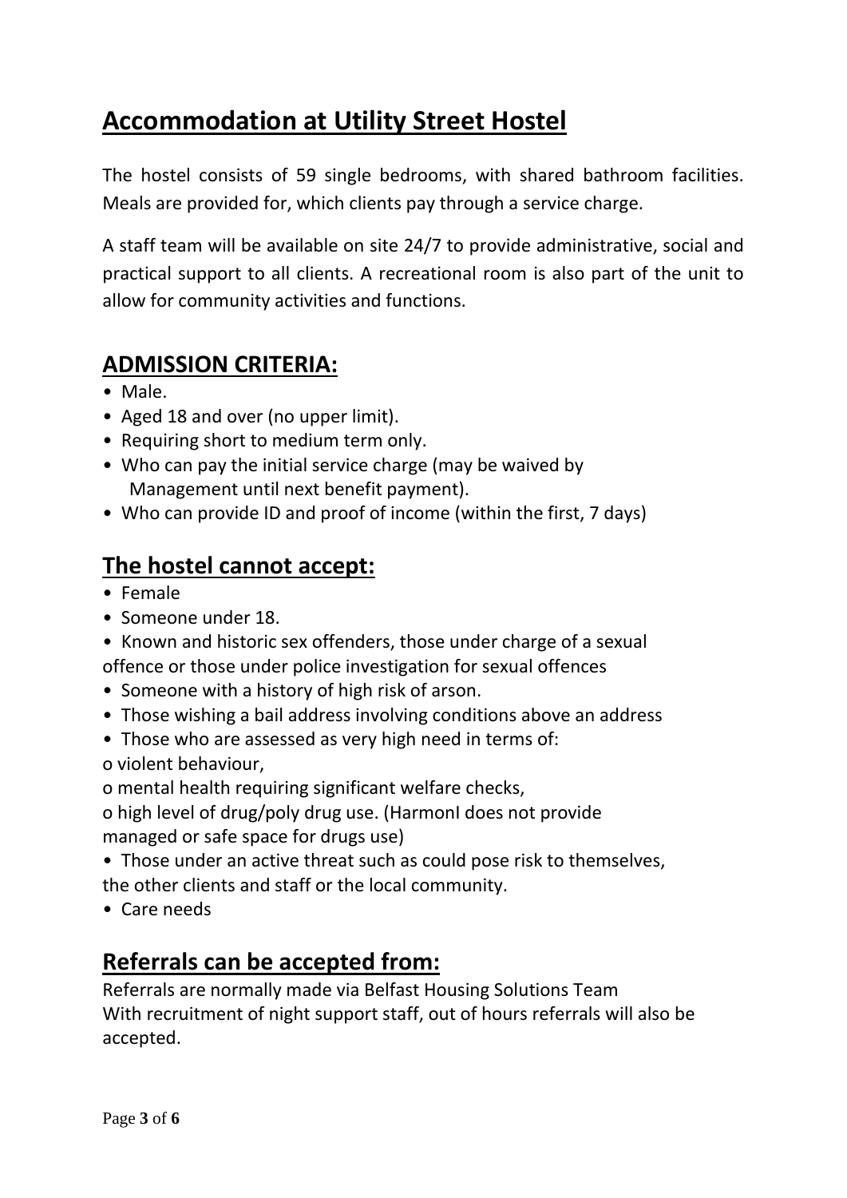# Accommodation at Utility Street Hostel

The hostel consists of 59 single bedrooms, with shared bathroom facilities. Meals are provided for, which clients pay through a service charge.

A staff team will be available on site 24/7 to provide administrative, social and practical support to all clients. A recreational room is also part of the unit to allow for community activities and functions.

## ADMISSION CRITERIA:

- Male.
- Aged 18 and over (no upper limit).
- Requiring short to medium term only.
- Who can pay the initial service charge (may be waived by Management until next benefit payment).
- Who can provide ID and proof of income (within the first, 7 days)

## The hostel cannot accept:

- Female
- Someone under 18.
- Known and historic sex offenders, those under charge of a sexual offence or those under police investigation for sexual offences
- Someone with a history of high risk of arson.
- Those wishing a bail address involving conditions above an address
- Those who are assessed as very high need in terms of:
  - violent behaviour,
  - mental health requiring significant welfare checks,
  - high level of drug/poly drug use. (HarmonI does not provide managed or safe space for drugs use)
- Those under an active threat such as could pose risk to themselves, the other clients and staff or the local community.
- Care needs

## Referrals can be accepted from:

Referrals are normally made via Belfast Housing Solutions Team
With recruitment of night support staff, out of hours referrals will also be accepted.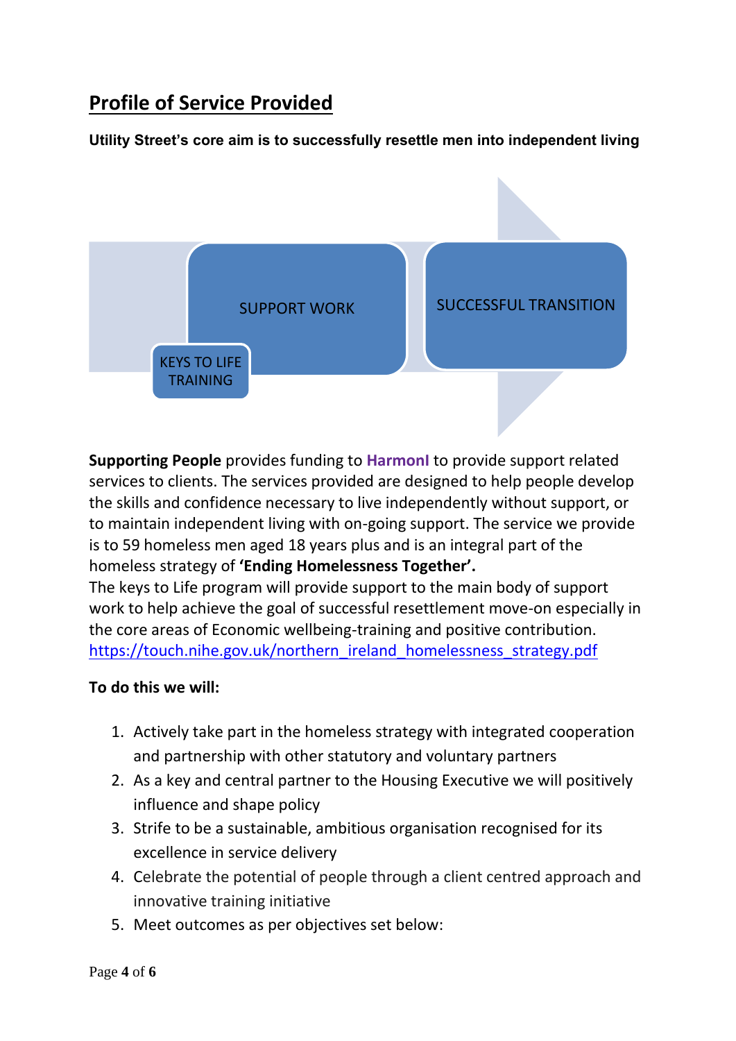## Profile of Service Provided

**Utility Street's core aim is to successfully resettle men into independent living**

SUPPORT WORK

SUCCESSFUL TRANSITION

KEYS TO LIFE TRAINING

**Supporting People** provides funding to **HarmonI** to provide support related services to clients. The services provided are designed to help people develop the skills and confidence necessary to live independently without support, or to maintain independent living with on-going support. The service we provide is to 59 homeless men aged 18 years plus and is an integral part of the homeless strategy of **'Ending Homelessness Together'.**
The keys to Life program will provide support to the main body of support work to help achieve the goal of successful resettlement move-on especially in the core areas of Economic wellbeing-training and positive contribution.
https://touch.nihe.gov.uk/northern_ireland_homelessness_strategy.pdf

**To do this we will:**

1. Actively take part in the homeless strategy with integrated cooperation and partnership with other statutory and voluntary partners
2. As a key and central partner to the Housing Executive we will positively influence and shape policy
3. Strife to be a sustainable, ambitious organisation recognised for its excellence in service delivery
4. Celebrate the potential of people through a client centred approach and innovative training initiative
5. Meet outcomes as per objectives set below: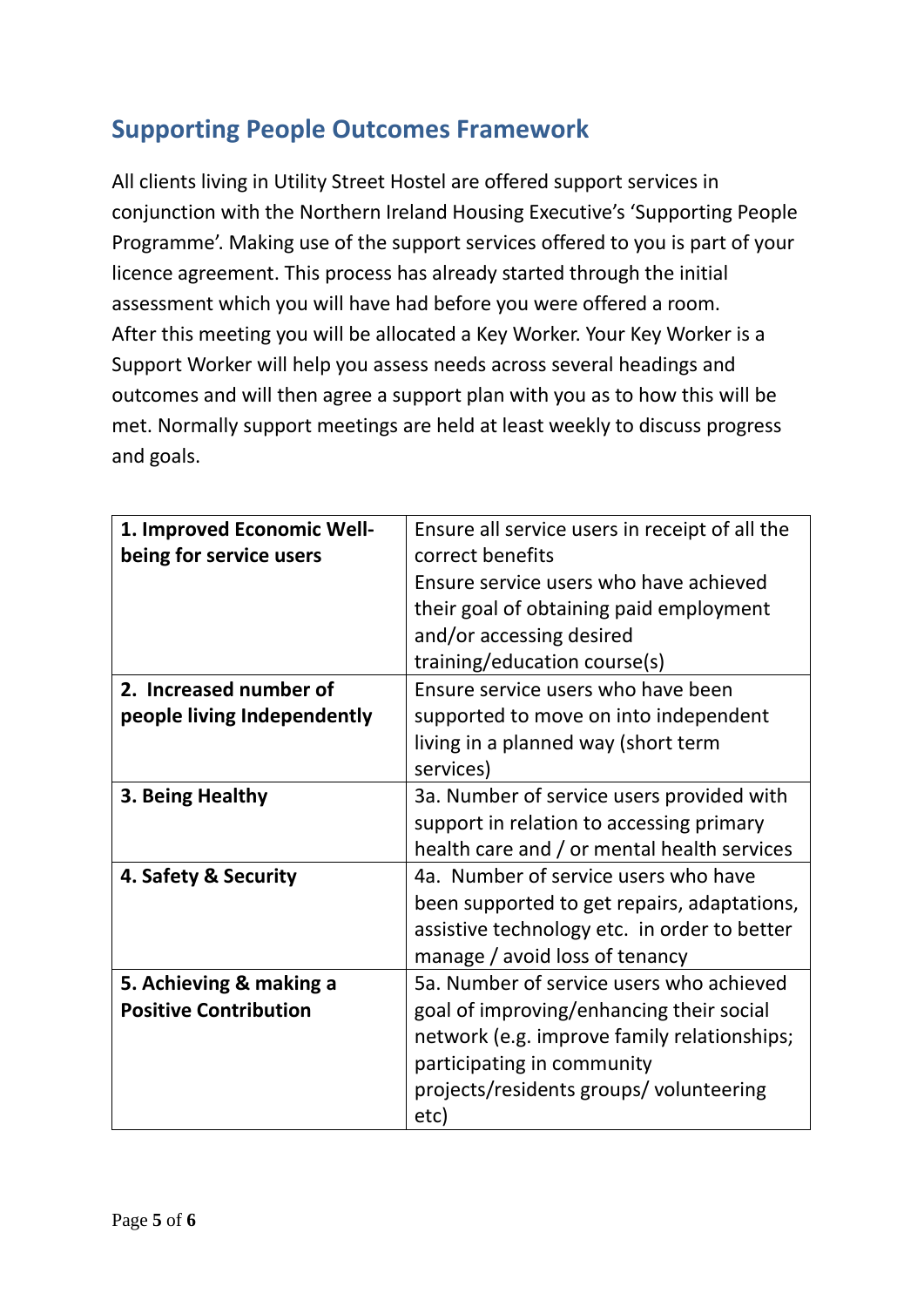## Supporting People Outcomes Framework

All clients living in Utility Street Hostel are offered support services in conjunction with the Northern Ireland Housing Executive's 'Supporting People Programme'. Making use of the support services offered to you is part of your licence agreement. This process has already started through the initial assessment which you will have had before you were offered a room. After this meeting you will be allocated a Key Worker. Your Key Worker is a Support Worker will help you assess needs across several headings and outcomes and will then agree a support plan with you as to how this will be met. Normally support meetings are held at least weekly to discuss progress and goals.

| | |
|---|---|
| **1. Improved Economic Well-being for service users** | Ensure all service users in receipt of all the correct benefits<br>Ensure service users who have achieved their goal of obtaining paid employment and/or accessing desired training/education course(s) |
| **2. Increased number of people living Independently** | Ensure service users who have been supported to move on into independent living in a planned way (short term services) |
| **3. Being Healthy** | 3a. Number of service users provided with support in relation to accessing primary health care and / or mental health services |
| **4. Safety & Security** | 4a. Number of service users who have been supported to get repairs, adaptations, assistive technology etc. in order to better manage / avoid loss of tenancy |
| **5. Achieving & making a Positive Contribution** | 5a. Number of service users who achieved goal of improving/enhancing their social network (e.g. improve family relationships; participating in community projects/residents groups/ volunteering etc) |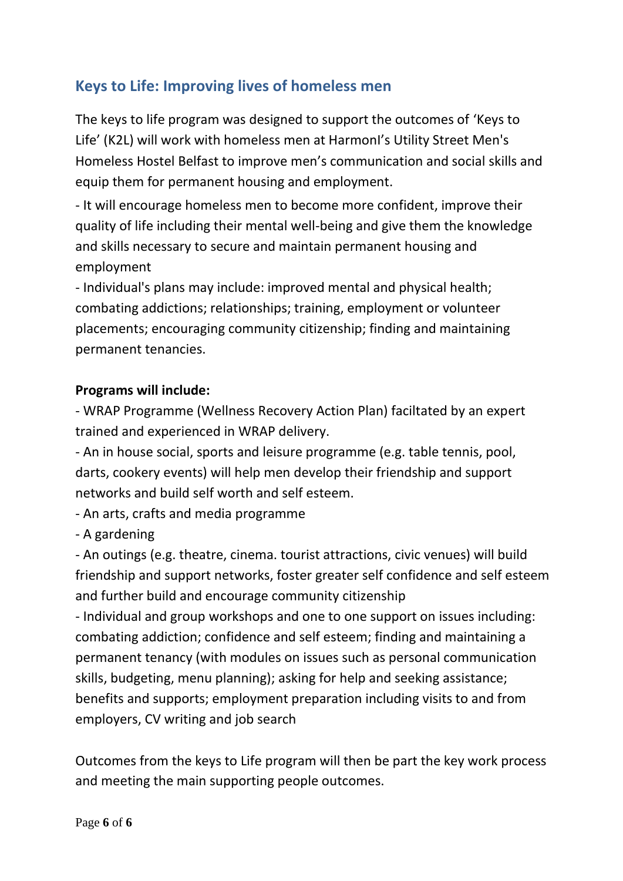## Keys to Life: Improving lives of homeless men

The keys to life program was designed to support the outcomes of 'Keys to Life' (K2L) will work with homeless men at HarmonI's Utility Street Men's Homeless Hostel Belfast to improve men's communication and social skills and equip them for permanent housing and employment.

- It will encourage homeless men to become more confident, improve their quality of life including their mental well-being and give them the knowledge and skills necessary to secure and maintain permanent housing and employment
- Individual's plans may include: improved mental and physical health; combating addictions; relationships; training, employment or volunteer placements; encouraging community citizenship; finding and maintaining permanent tenancies.

**Programs will include:**

- WRAP Programme (Wellness Recovery Action Plan) faciltated by an expert trained and experienced in WRAP delivery.
- An in house social, sports and leisure programme (e.g. table tennis, pool, darts, cookery events) will help men develop their friendship and support networks and build self worth and self esteem.
- An arts, crafts and media programme
- A gardening
- An outings (e.g. theatre, cinema. tourist attractions, civic venues) will build friendship and support networks, foster greater self confidence and self esteem and further build and encourage community citizenship
- Individual and group workshops and one to one support on issues including: combating addiction; confidence and self esteem; finding and maintaining a permanent tenancy (with modules on issues such as personal communication skills, budgeting, menu planning); asking for help and seeking assistance; benefits and supports; employment preparation including visits to and from employers, CV writing and job search

Outcomes from the keys to Life program will then be part the key work process and meeting the main supporting people outcomes.